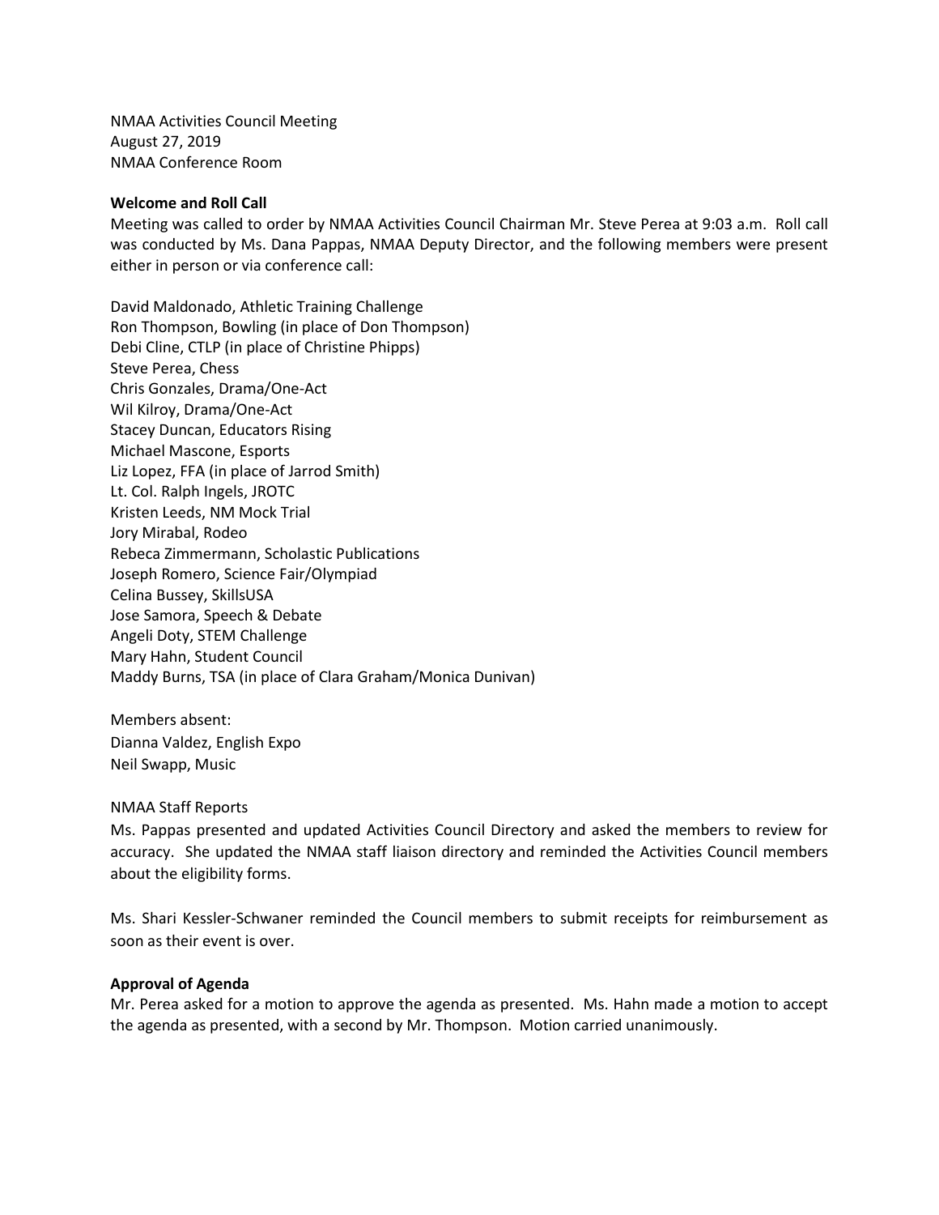NMAA Activities Council Meeting
August 27, 2019
NMAA Conference Room

**Welcome and Roll Call**

Meeting was called to order by NMAA Activities Council Chairman Mr. Steve Perea at 9:03 a.m. Roll call was conducted by Ms. Dana Pappas, NMAA Deputy Director, and the following members were present either in person or via conference call:

David Maldonado, Athletic Training Challenge
Ron Thompson, Bowling (in place of Don Thompson)
Debi Cline, CTLP (in place of Christine Phipps)
Steve Perea, Chess
Chris Gonzales, Drama/One-Act
Wil Kilroy, Drama/One-Act
Stacey Duncan, Educators Rising
Michael Mascone, Esports
Liz Lopez, FFA (in place of Jarrod Smith)
Lt. Col. Ralph Ingels, JROTC
Kristen Leeds, NM Mock Trial
Jory Mirabal, Rodeo
Rebeca Zimmermann, Scholastic Publications
Joseph Romero, Science Fair/Olympiad
Celina Bussey, SkillsUSA
Jose Samora, Speech & Debate
Angeli Doty, STEM Challenge
Mary Hahn, Student Council
Maddy Burns, TSA (in place of Clara Graham/Monica Dunivan)

Members absent:
Dianna Valdez, English Expo
Neil Swapp, Music

NMAA Staff Reports

Ms. Pappas presented and updated Activities Council Directory and asked the members to review for accuracy. She updated the NMAA staff liaison directory and reminded the Activities Council members about the eligibility forms.

Ms. Shari Kessler-Schwaner reminded the Council members to submit receipts for reimbursement as soon as their event is over.

**Approval of Agenda**

Mr. Perea asked for a motion to approve the agenda as presented. Ms. Hahn made a motion to accept the agenda as presented, with a second by Mr. Thompson. Motion carried unanimously.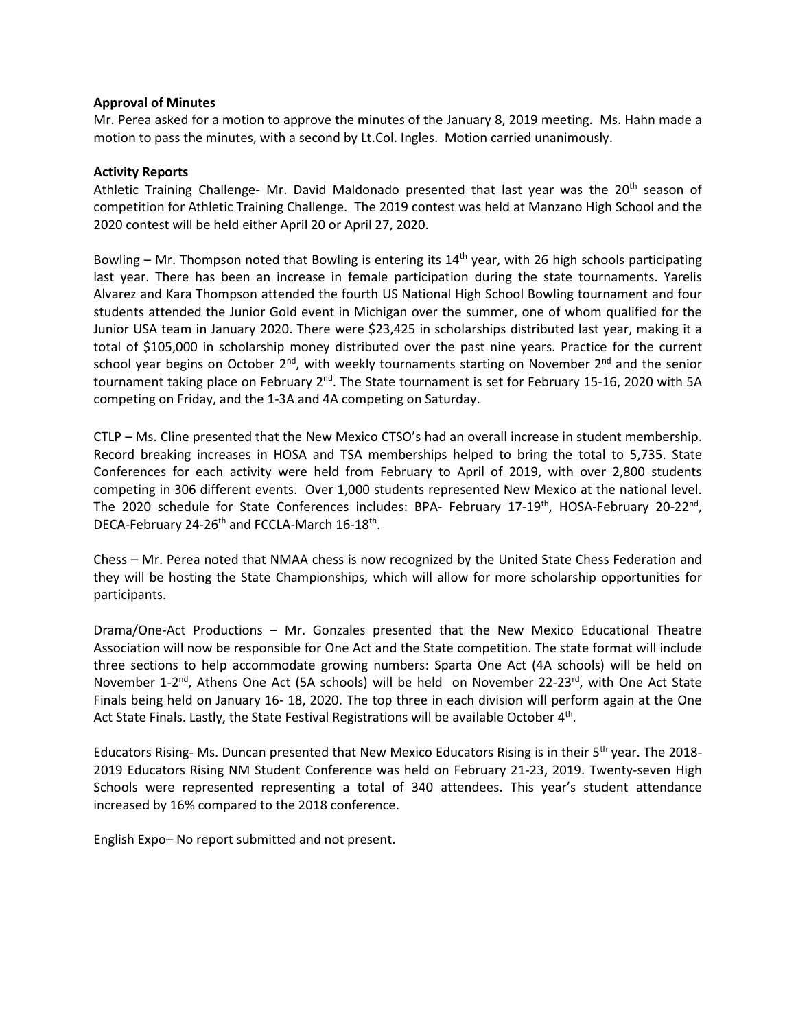**Approval of Minutes**

Mr. Perea asked for a motion to approve the minutes of the January 8, 2019 meeting. Ms. Hahn made a motion to pass the minutes, with a second by Lt.Col. Ingles. Motion carried unanimously.

**Activity Reports**

Athletic Training Challenge- Mr. David Maldonado presented that last year was the 20th season of competition for Athletic Training Challenge. The 2019 contest was held at Manzano High School and the 2020 contest will be held either April 20 or April 27, 2020.

Bowling – Mr. Thompson noted that Bowling is entering its 14th year, with 26 high schools participating last year. There has been an increase in female participation during the state tournaments. Yarelis Alvarez and Kara Thompson attended the fourth US National High School Bowling tournament and four students attended the Junior Gold event in Michigan over the summer, one of whom qualified for the Junior USA team in January 2020. There were $23,425 in scholarships distributed last year, making it a total of $105,000 in scholarship money distributed over the past nine years. Practice for the current school year begins on October 2nd, with weekly tournaments starting on November 2nd and the senior tournament taking place on February 2nd. The State tournament is set for February 15-16, 2020 with 5A competing on Friday, and the 1-3A and 4A competing on Saturday.

CTLP – Ms. Cline presented that the New Mexico CTSO's had an overall increase in student membership. Record breaking increases in HOSA and TSA memberships helped to bring the total to 5,735. State Conferences for each activity were held from February to April of 2019, with over 2,800 students competing in 306 different events. Over 1,000 students represented New Mexico at the national level. The 2020 schedule for State Conferences includes: BPA- February 17-19th, HOSA-February 20-22nd, DECA-February 24-26th and FCCLA-March 16-18th.

Chess – Mr. Perea noted that NMAA chess is now recognized by the United State Chess Federation and they will be hosting the State Championships, which will allow for more scholarship opportunities for participants.

Drama/One-Act Productions – Mr. Gonzales presented that the New Mexico Educational Theatre Association will now be responsible for One Act and the State competition. The state format will include three sections to help accommodate growing numbers: Sparta One Act (4A schools) will be held on November 1-2nd, Athens One Act (5A schools) will be held on November 22-23rd, with One Act State Finals being held on January 16- 18, 2020. The top three in each division will perform again at the One Act State Finals. Lastly, the State Festival Registrations will be available October 4th.

Educators Rising- Ms. Duncan presented that New Mexico Educators Rising is in their 5th year. The 2018-2019 Educators Rising NM Student Conference was held on February 21-23, 2019. Twenty-seven High Schools were represented representing a total of 340 attendees. This year's student attendance increased by 16% compared to the 2018 conference.

English Expo– No report submitted and not present.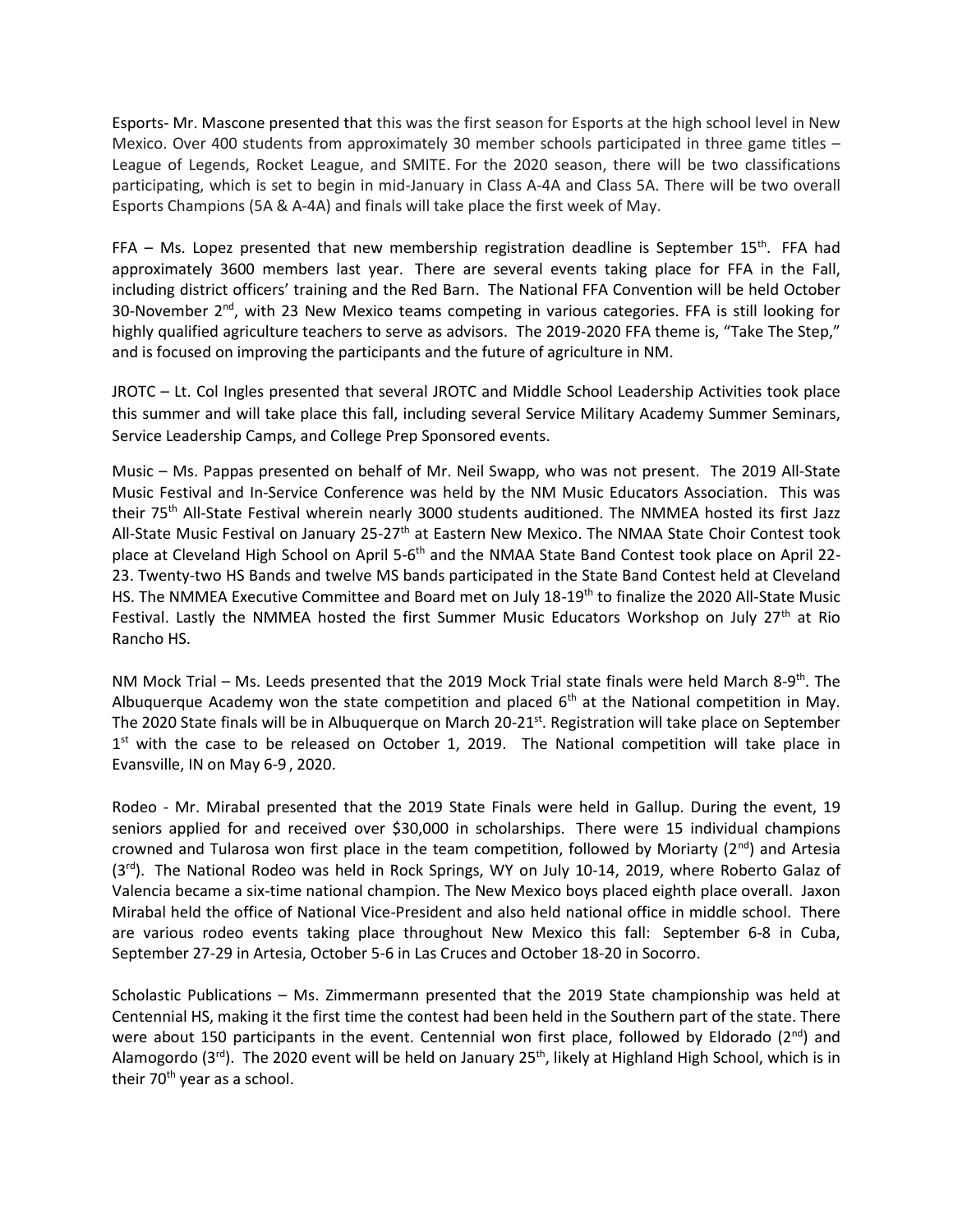Esports- Mr. Mascone presented that this was the first season for Esports at the high school level in New Mexico. Over 400 students from approximately 30 member schools participated in three game titles – League of Legends, Rocket League, and SMITE. For the 2020 season, there will be two classifications participating, which is set to begin in mid-January in Class A-4A and Class 5A. There will be two overall Esports Champions (5A & A-4A) and finals will take place the first week of May.

FFA – Ms. Lopez presented that new membership registration deadline is September 15th. FFA had approximately 3600 members last year. There are several events taking place for FFA in the Fall, including district officers' training and the Red Barn. The National FFA Convention will be held October 30-November 2nd, with 23 New Mexico teams competing in various categories. FFA is still looking for highly qualified agriculture teachers to serve as advisors. The 2019-2020 FFA theme is, "Take The Step," and is focused on improving the participants and the future of agriculture in NM.

JROTC – Lt. Col Ingles presented that several JROTC and Middle School Leadership Activities took place this summer and will take place this fall, including several Service Military Academy Summer Seminars, Service Leadership Camps, and College Prep Sponsored events.

Music – Ms. Pappas presented on behalf of Mr. Neil Swapp, who was not present. The 2019 All-State Music Festival and In-Service Conference was held by the NM Music Educators Association. This was their 75th All-State Festival wherein nearly 3000 students auditioned. The NMMEA hosted its first Jazz All-State Music Festival on January 25-27th at Eastern New Mexico. The NMAA State Choir Contest took place at Cleveland High School on April 5-6th and the NMAA State Band Contest took place on April 22-23. Twenty-two HS Bands and twelve MS bands participated in the State Band Contest held at Cleveland HS. The NMMEA Executive Committee and Board met on July 18-19th to finalize the 2020 All-State Music Festival. Lastly the NMMEA hosted the first Summer Music Educators Workshop on July 27th at Rio Rancho HS.

NM Mock Trial – Ms. Leeds presented that the 2019 Mock Trial state finals were held March 8-9th. The Albuquerque Academy won the state competition and placed 6th at the National competition in May. The 2020 State finals will be in Albuquerque on March 20-21st. Registration will take place on September 1st with the case to be released on October 1, 2019. The National competition will take place in Evansville, IN on May 6-9 , 2020.

Rodeo - Mr. Mirabal presented that the 2019 State Finals were held in Gallup. During the event, 19 seniors applied for and received over $30,000 in scholarships. There were 15 individual champions crowned and Tularosa won first place in the team competition, followed by Moriarty (2nd) and Artesia (3rd). The National Rodeo was held in Rock Springs, WY on July 10-14, 2019, where Roberto Galaz of Valencia became a six-time national champion. The New Mexico boys placed eighth place overall. Jaxon Mirabal held the office of National Vice-President and also held national office in middle school. There are various rodeo events taking place throughout New Mexico this fall: September 6-8 in Cuba, September 27-29 in Artesia, October 5-6 in Las Cruces and October 18-20 in Socorro.

Scholastic Publications – Ms. Zimmermann presented that the 2019 State championship was held at Centennial HS, making it the first time the contest had been held in the Southern part of the state. There were about 150 participants in the event. Centennial won first place, followed by Eldorado (2nd) and Alamogordo (3rd). The 2020 event will be held on January 25th, likely at Highland High School, which is in their 70th year as a school.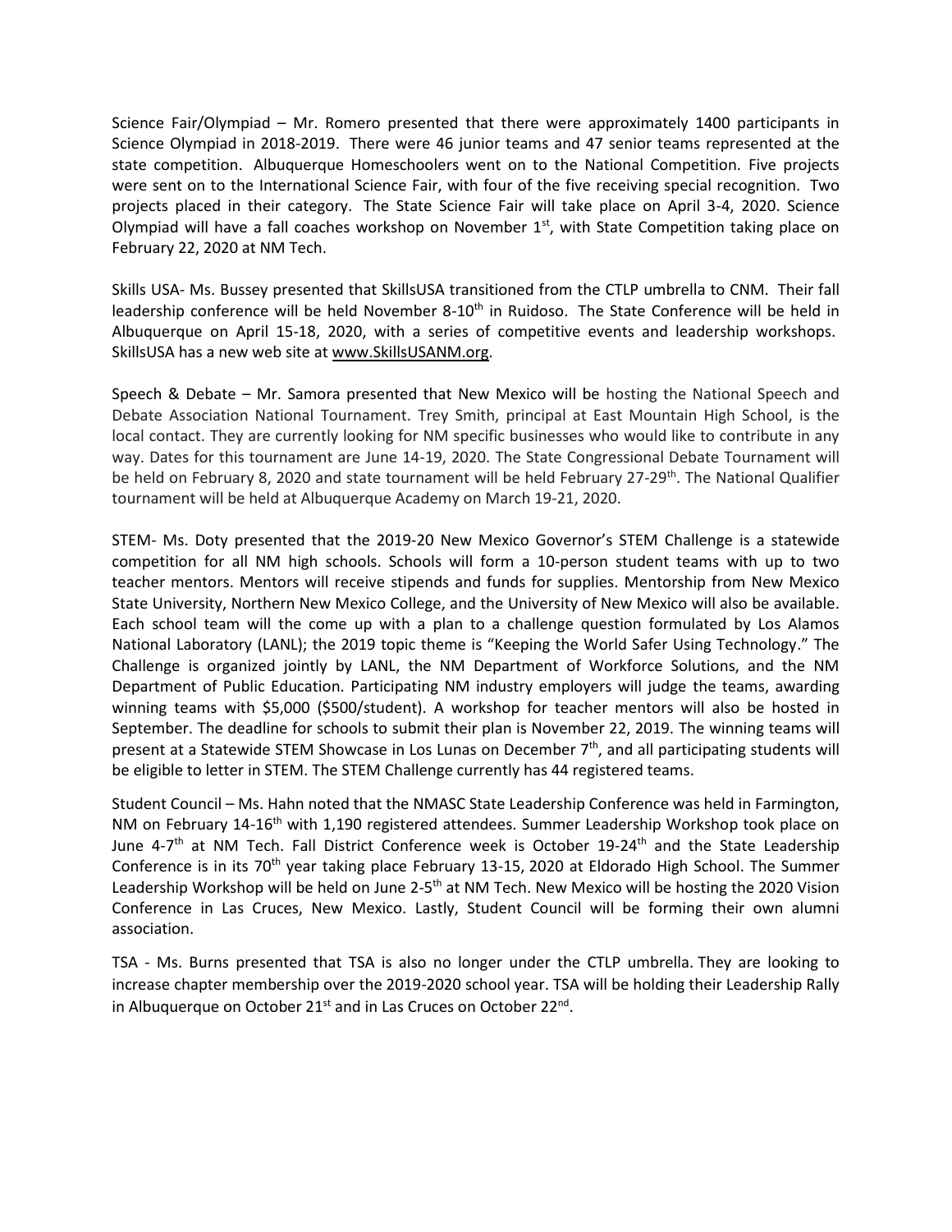Science Fair/Olympiad – Mr. Romero presented that there were approximately 1400 participants in Science Olympiad in 2018-2019. There were 46 junior teams and 47 senior teams represented at the state competition. Albuquerque Homeschoolers went on to the National Competition. Five projects were sent on to the International Science Fair, with four of the five receiving special recognition. Two projects placed in their category. The State Science Fair will take place on April 3-4, 2020. Science Olympiad will have a fall coaches workshop on November 1st, with State Competition taking place on February 22, 2020 at NM Tech.

Skills USA- Ms. Bussey presented that SkillsUSA transitioned from the CTLP umbrella to CNM. Their fall leadership conference will be held November 8-10th in Ruidoso. The State Conference will be held in Albuquerque on April 15-18, 2020, with a series of competitive events and leadership workshops. SkillsUSA has a new web site at www.SkillsUSANM.org.

Speech & Debate – Mr. Samora presented that New Mexico will be hosting the National Speech and Debate Association National Tournament. Trey Smith, principal at East Mountain High School, is the local contact. They are currently looking for NM specific businesses who would like to contribute in any way. Dates for this tournament are June 14-19, 2020. The State Congressional Debate Tournament will be held on February 8, 2020 and state tournament will be held February 27-29th. The National Qualifier tournament will be held at Albuquerque Academy on March 19-21, 2020.

STEM- Ms. Doty presented that the 2019-20 New Mexico Governor's STEM Challenge is a statewide competition for all NM high schools. Schools will form a 10-person student teams with up to two teacher mentors. Mentors will receive stipends and funds for supplies. Mentorship from New Mexico State University, Northern New Mexico College, and the University of New Mexico will also be available. Each school team will the come up with a plan to a challenge question formulated by Los Alamos National Laboratory (LANL); the 2019 topic theme is "Keeping the World Safer Using Technology." The Challenge is organized jointly by LANL, the NM Department of Workforce Solutions, and the NM Department of Public Education. Participating NM industry employers will judge the teams, awarding winning teams with $5,000 ($500/student). A workshop for teacher mentors will also be hosted in September. The deadline for schools to submit their plan is November 22, 2019. The winning teams will present at a Statewide STEM Showcase in Los Lunas on December 7th, and all participating students will be eligible to letter in STEM. The STEM Challenge currently has 44 registered teams.

Student Council – Ms. Hahn noted that the NMASC State Leadership Conference was held in Farmington, NM on February 14-16th with 1,190 registered attendees. Summer Leadership Workshop took place on June 4-7th at NM Tech. Fall District Conference week is October 19-24th and the State Leadership Conference is in its 70th year taking place February 13-15, 2020 at Eldorado High School. The Summer Leadership Workshop will be held on June 2-5th at NM Tech. New Mexico will be hosting the 2020 Vision Conference in Las Cruces, New Mexico. Lastly, Student Council will be forming their own alumni association.

TSA - Ms. Burns presented that TSA is also no longer under the CTLP umbrella. They are looking to increase chapter membership over the 2019-2020 school year. TSA will be holding their Leadership Rally in Albuquerque on October 21st and in Las Cruces on October 22nd.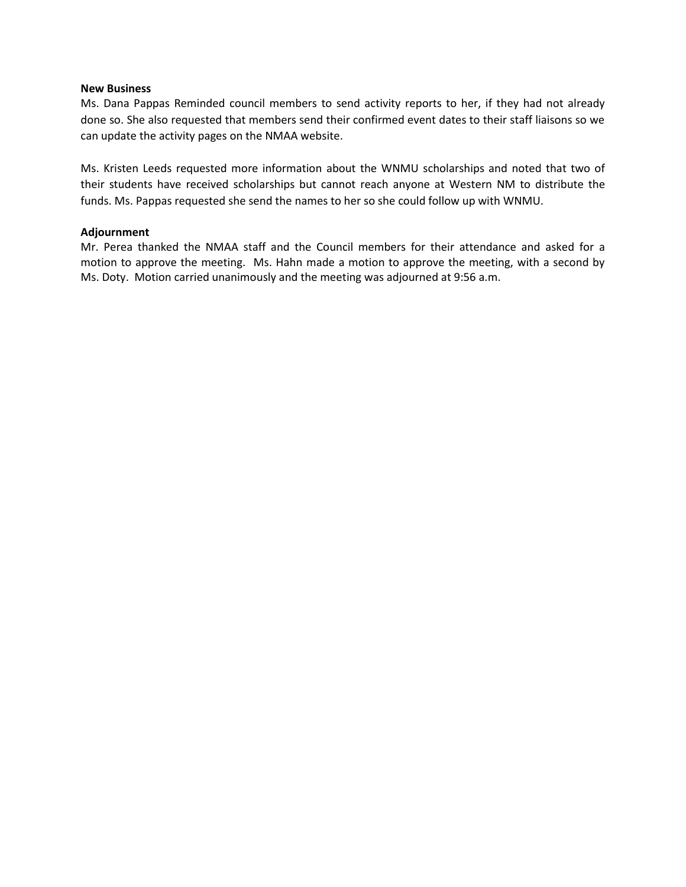**New Business**

Ms. Dana Pappas Reminded council members to send activity reports to her, if they had not already done so. She also requested that members send their confirmed event dates to their staff liaisons so we can update the activity pages on the NMAA website.

Ms. Kristen Leeds requested more information about the WNMU scholarships and noted that two of their students have received scholarships but cannot reach anyone at Western NM to distribute the funds. Ms. Pappas requested she send the names to her so she could follow up with WNMU.

**Adjournment**

Mr. Perea thanked the NMAA staff and the Council members for their attendance and asked for a motion to approve the meeting. Ms. Hahn made a motion to approve the meeting, with a second by Ms. Doty. Motion carried unanimously and the meeting was adjourned at 9:56 a.m.